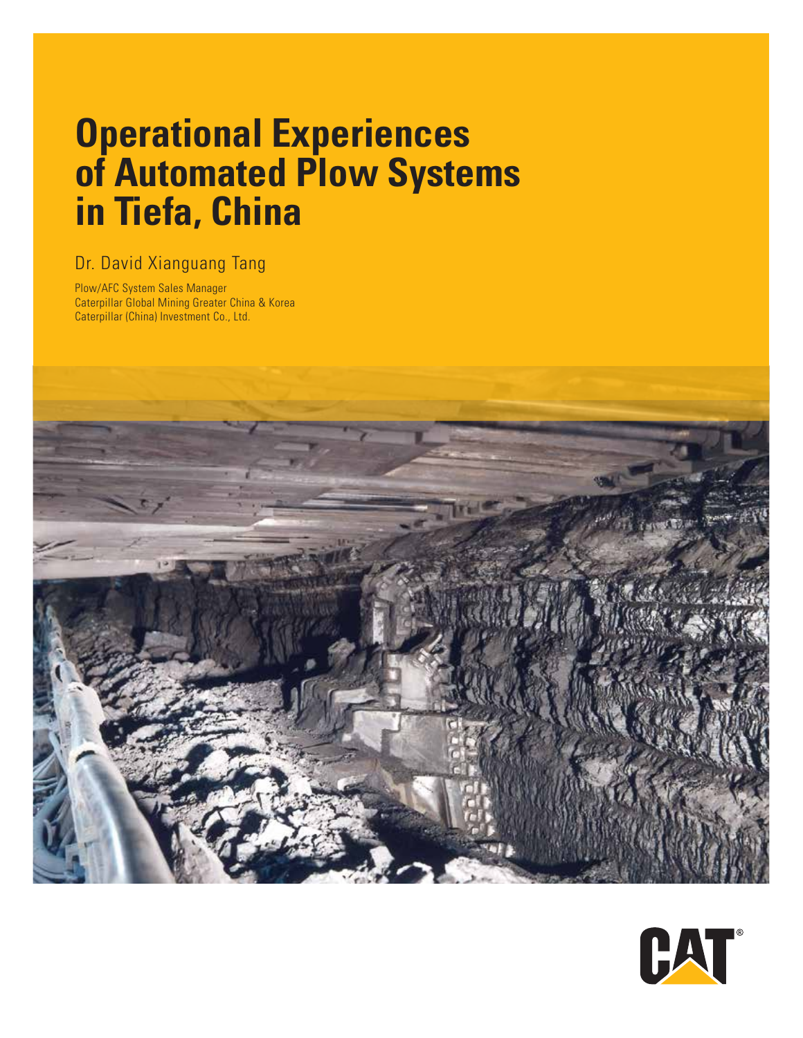# Operational Experiences of Automated Plow Systems in Tiefa, China

Dr. David Xianguang Tang

Plow/AFC System Sales Manager
Caterpillar Global Mining Greater China & Korea
Caterpillar (China) Investment Co., Ltd.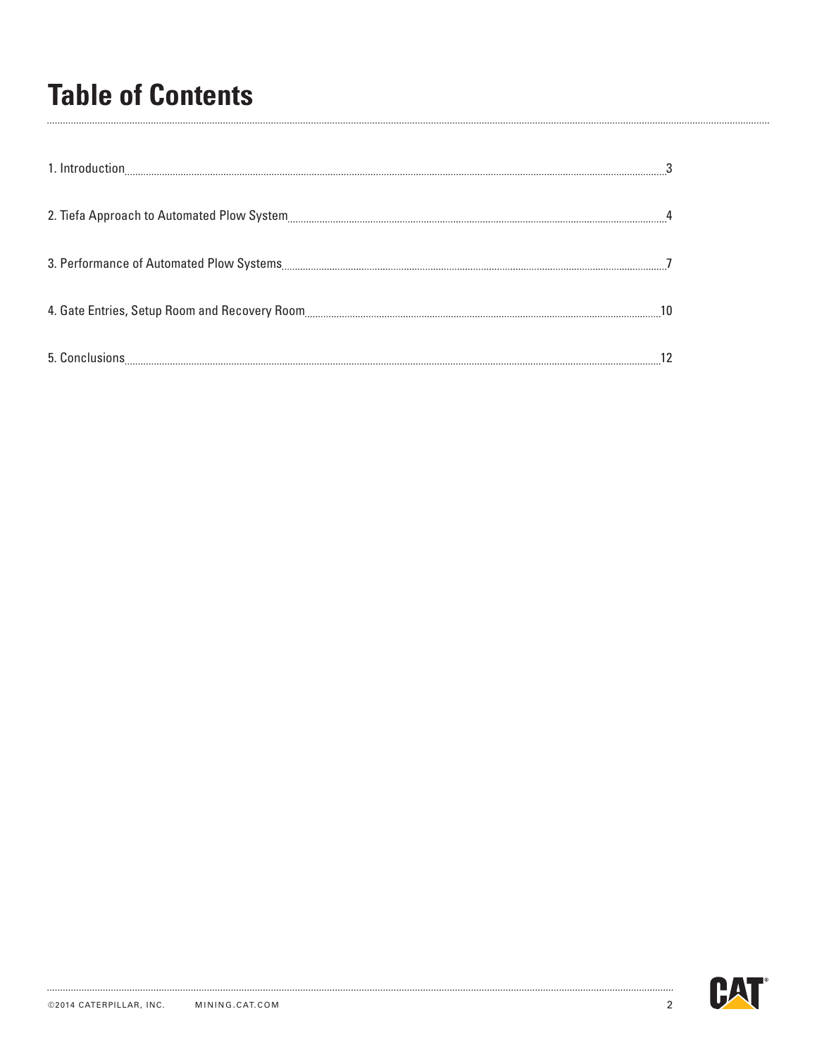# Table of Contents

1. Introduction ..... 3

2. Tiefa Approach to Automated Plow System ..... 4

3. Performance of Automated Plow Systems ..... 7

4. Gate Entries, Setup Room and Recovery Room ..... 10

5. Conclusions ..... 12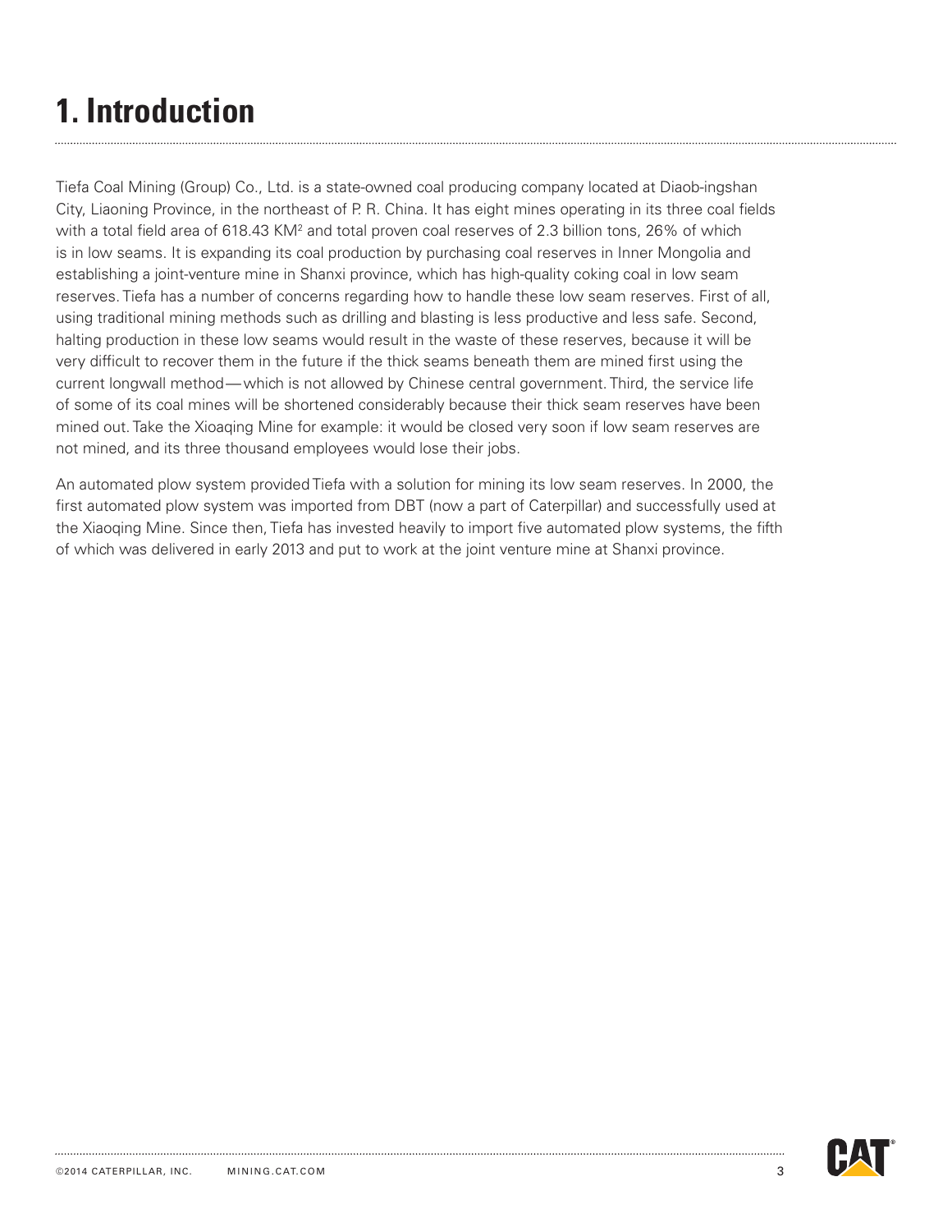# 1. Introduction

Tiefa Coal Mining (Group) Co., Ltd. is a state-owned coal producing company located at Diaob-ingshan City, Liaoning Province, in the northeast of P. R. China. It has eight mines operating in its three coal fields with a total field area of 618.43 $KM^2$ and total proven coal reserves of 2.3 billion tons, 26% of which is in low seams. It is expanding its coal production by purchasing coal reserves in Inner Mongolia and establishing a joint-venture mine in Shanxi province, which has high-quality coking coal in low seam reserves. Tiefa has a number of concerns regarding how to handle these low seam reserves. First of all, using traditional mining methods such as drilling and blasting is less productive and less safe. Second, halting production in these low seams would result in the waste of these reserves, because it will be very difficult to recover them in the future if the thick seams beneath them are mined first using the current longwall method — which is not allowed by Chinese central government. Third, the service life of some of its coal mines will be shortened considerably because their thick seam reserves have been mined out. Take the Xioaqing Mine for example: it would be closed very soon if low seam reserves are not mined, and its three thousand employees would lose their jobs.

An automated plow system provided Tiefa with a solution for mining its low seam reserves. In 2000, the first automated plow system was imported from DBT (now a part of Caterpillar) and successfully used at the Xiaoqing Mine. Since then, Tiefa has invested heavily to import five automated plow systems, the fifth of which was delivered in early 2013 and put to work at the joint venture mine at Shanxi province.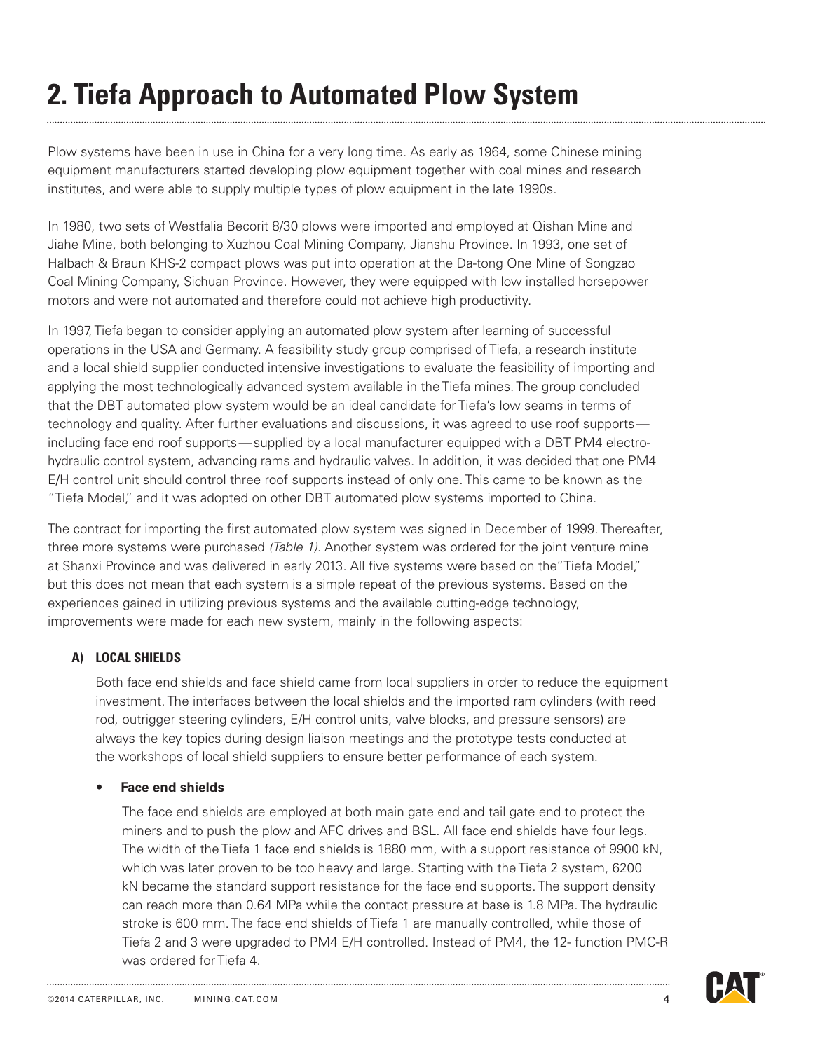# 2. Tiefa Approach to Automated Plow System

Plow systems have been in use in China for a very long time. As early as 1964, some Chinese mining equipment manufacturers started developing plow equipment together with coal mines and research institutes, and were able to supply multiple types of plow equipment in the late 1990s.

In 1980, two sets of Westfalia Becorit 8/30 plows were imported and employed at Qishan Mine and Jiahe Mine, both belonging to Xuzhou Coal Mining Company, Jianshu Province. In 1993, one set of Halbach & Braun KHS-2 compact plows was put into operation at the Da-tong One Mine of Songzao Coal Mining Company, Sichuan Province. However, they were equipped with low installed horsepower motors and were not automated and therefore could not achieve high productivity.

In 1997, Tiefa began to consider applying an automated plow system after learning of successful operations in the USA and Germany. A feasibility study group comprised of Tiefa, a research institute and a local shield supplier conducted intensive investigations to evaluate the feasibility of importing and applying the most technologically advanced system available in the Tiefa mines. The group concluded that the DBT automated plow system would be an ideal candidate for Tiefa's low seams in terms of technology and quality. After further evaluations and discussions, it was agreed to use roof supports—including face end roof supports—supplied by a local manufacturer equipped with a DBT PM4 electro-hydraulic control system, advancing rams and hydraulic valves. In addition, it was decided that one PM4 E/H control unit should control three roof supports instead of only one. This came to be known as the "Tiefa Model," and it was adopted on other DBT automated plow systems imported to China.

The contract for importing the first automated plow system was signed in December of 1999. Thereafter, three more systems were purchased *(Table 1)*. Another system was ordered for the joint venture mine at Shanxi Province and was delivered in early 2013. All five systems were based on the "Tiefa Model," but this does not mean that each system is a simple repeat of the previous systems. Based on the experiences gained in utilizing previous systems and the available cutting-edge technology, improvements were made for each new system, mainly in the following aspects:

**A) LOCAL SHIELDS**

Both face end shields and face shield came from local suppliers in order to reduce the equipment investment. The interfaces between the local shields and the imported ram cylinders (with reed rod, outrigger steering cylinders, E/H control units, valve blocks, and pressure sensors) are always the key topics during design liaison meetings and the prototype tests conducted at the workshops of local shield suppliers to ensure better performance of each system.

- **Face end shields**

  The face end shields are employed at both main gate end and tail gate end to protect the miners and to push the plow and AFC drives and BSL. All face end shields have four legs. The width of the Tiefa 1 face end shields is 1880 mm, with a support resistance of 9900 kN, which was later proven to be too heavy and large. Starting with the Tiefa 2 system, 6200 kN became the standard support resistance for the face end supports. The support density can reach more than 0.64 MPa while the contact pressure at base is 1.8 MPa. The hydraulic stroke is 600 mm. The face end shields of Tiefa 1 are manually controlled, while those of Tiefa 2 and 3 were upgraded to PM4 E/H controlled. Instead of PM4, the 12- function PMC-R was ordered for Tiefa 4.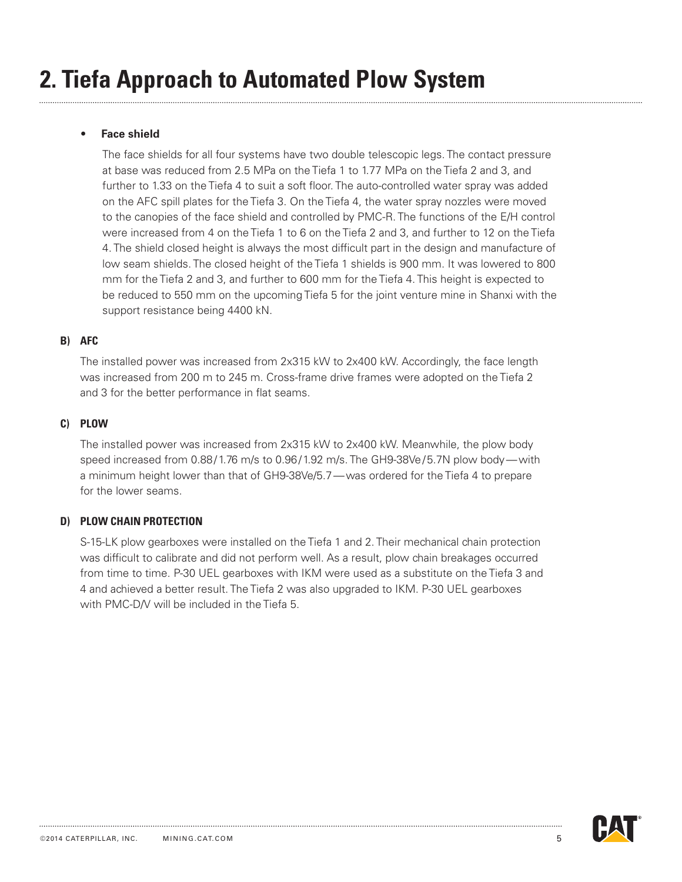# 2. Tiefa Approach to Automated Plow System

- **Face shield**

  The face shields for all four systems have two double telescopic legs. The contact pressure at base was reduced from 2.5 MPa on the Tiefa 1 to 1.77 MPa on the Tiefa 2 and 3, and further to 1.33 on the Tiefa 4 to suit a soft floor. The auto-controlled water spray was added on the AFC spill plates for the Tiefa 3. On the Tiefa 4, the water spray nozzles were moved to the canopies of the face shield and controlled by PMC-R. The functions of the E/H control were increased from 4 on the Tiefa 1 to 6 on the Tiefa 2 and 3, and further to 12 on the Tiefa 4. The shield closed height is always the most difficult part in the design and manufacture of low seam shields. The closed height of the Tiefa 1 shields is 900 mm. It was lowered to 800 mm for the Tiefa 2 and 3, and further to 600 mm for the Tiefa 4. This height is expected to be reduced to 550 mm on the upcoming Tiefa 5 for the joint venture mine in Shanxi with the support resistance being 4400 kN.

#### B) AFC

The installed power was increased from 2x315 kW to 2x400 kW. Accordingly, the face length was increased from 200 m to 245 m. Cross-frame drive frames were adopted on the Tiefa 2 and 3 for the better performance in flat seams.

#### C) PLOW

The installed power was increased from 2x315 kW to 2x400 kW. Meanwhile, the plow body speed increased from 0.88/1.76 m/s to 0.96/1.92 m/s. The GH9-38Ve/5.7N plow body—with a minimum height lower than that of GH9-38Ve/5.7—was ordered for the Tiefa 4 to prepare for the lower seams.

#### D) PLOW CHAIN PROTECTION

S-15-LK plow gearboxes were installed on the Tiefa 1 and 2. Their mechanical chain protection was difficult to calibrate and did not perform well. As a result, plow chain breakages occurred from time to time. P-30 UEL gearboxes with IKM were used as a substitute on the Tiefa 3 and 4 and achieved a better result. The Tiefa 2 was also upgraded to IKM. P-30 UEL gearboxes with PMC-D/V will be included in the Tiefa 5.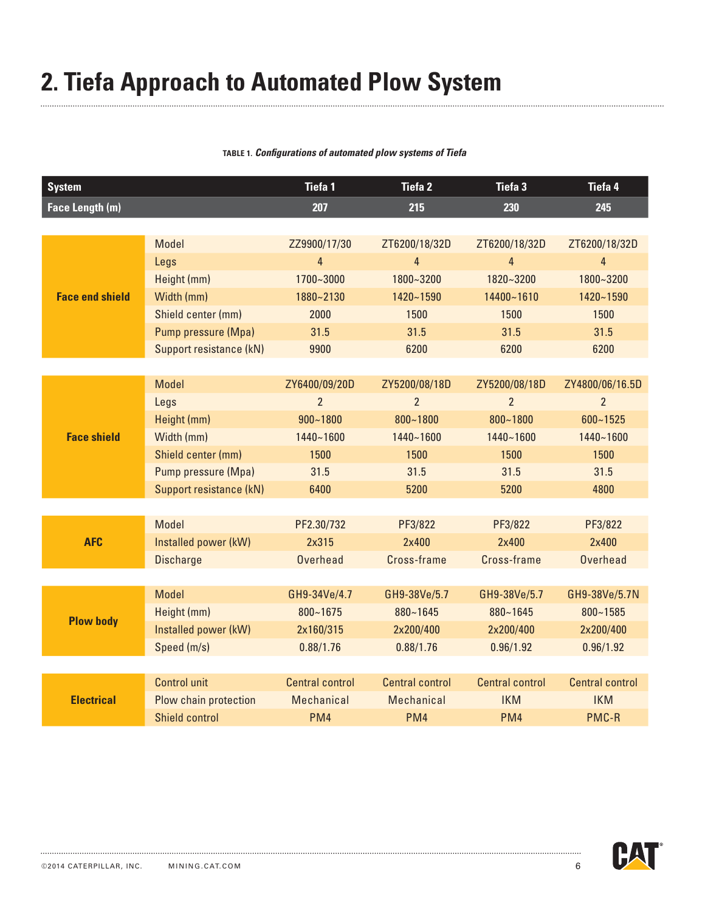# 2. Tiefa Approach to Automated Plow System

**TABLE 1.** ***Configurations of automated plow systems of Tiefa***

| System | | Tiefa 1 | Tiefa 2 | Tiefa 3 | Tiefa 4 |
|---|---|---|---|---|---|
| **Face Length (m)** | | **207** | **215** | **230** | **245** |
| **Face end shield** | Model | ZZ9900/17/30 | ZT6200/18/32D | ZT6200/18/32D | ZT6200/18/32D |
| | Legs | 4 | 4 | 4 | 4 |
| | Height (mm) | 1700~3000 | 1800~3200 | 1820~3200 | 1800~3200 |
| | Width (mm) | 1880~2130 | 1420~1590 | 14400~1610 | 1420~1590 |
| | Shield center (mm) | 2000 | 1500 | 1500 | 1500 |
| | Pump pressure (Mpa) | 31.5 | 31.5 | 31.5 | 31.5 |
| | Support resistance (kN) | 9900 | 6200 | 6200 | 6200 |
| **Face shield** | Model | ZY6400/09/20D | ZY5200/08/18D | ZY5200/08/18D | ZY4800/06/16.5D |
| | Legs | 2 | 2 | 2 | 2 |
| | Height (mm) | 900~1800 | 800~1800 | 800~1800 | 600~1525 |
| | Width (mm) | 1440~1600 | 1440~1600 | 1440~1600 | 1440~1600 |
| | Shield center (mm) | 1500 | 1500 | 1500 | 1500 |
| | Pump pressure (Mpa) | 31.5 | 31.5 | 31.5 | 31.5 |
| | Support resistance (kN) | 6400 | 5200 | 5200 | 4800 |
| **AFC** | Model | PF2.30/732 | PF3/822 | PF3/822 | PF3/822 |
| | Installed power (kW) | 2x315 | 2x400 | 2x400 | 2x400 |
| | Discharge | Overhead | Cross-frame | Cross-frame | Overhead |
| **Plow body** | Model | GH9-34Ve/4.7 | GH9-38Ve/5.7 | GH9-38Ve/5.7 | GH9-38Ve/5.7N |
| | Height (mm) | 800~1675 | 880~1645 | 880~1645 | 800~1585 |
| | Installed power (kW) | 2x160/315 | 2x200/400 | 2x200/400 | 2x200/400 |
| | Speed (m/s) | 0.88/1.76 | 0.88/1.76 | 0.96/1.92 | 0.96/1.92 |
| **Electrical** | Control unit | Central control | Central control | Central control | Central control |
| | Plow chain protection | Mechanical | Mechanical | IKM | IKM |
| | Shield control | PM4 | PM4 | PM4 | PMC-R |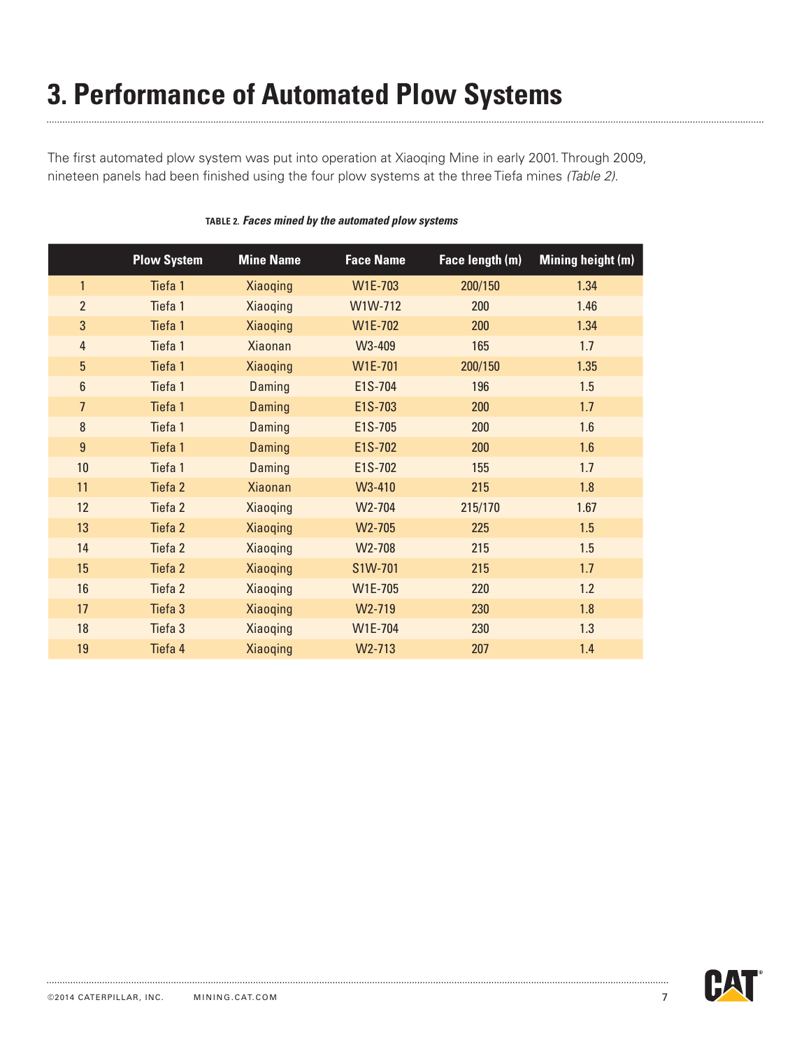# 3. Performance of Automated Plow Systems

The first automated plow system was put into operation at Xiaoqing Mine in early 2001. Through 2009, nineteen panels had been finished using the four plow systems at the three Tiefa mines *(Table 2)*.

**TABLE 2.** ***Faces mined by the automated plow systems***

| | Plow System | Mine Name | Face Name | Face length (m) | Mining height (m) |
|---|---|---|---|---|---|
| 1 | Tiefa 1 | Xiaoqing | W1E-703 | 200/150 | 1.34 |
| 2 | Tiefa 1 | Xiaoqing | W1W-712 | 200 | 1.46 |
| 3 | Tiefa 1 | Xiaoqing | W1E-702 | 200 | 1.34 |
| 4 | Tiefa 1 | Xiaonan | W3-409 | 165 | 1.7 |
| 5 | Tiefa 1 | Xiaoqing | W1E-701 | 200/150 | 1.35 |
| 6 | Tiefa 1 | Daming | E1S-704 | 196 | 1.5 |
| 7 | Tiefa 1 | Daming | E1S-703 | 200 | 1.7 |
| 8 | Tiefa 1 | Daming | E1S-705 | 200 | 1.6 |
| 9 | Tiefa 1 | Daming | E1S-702 | 200 | 1.6 |
| 10 | Tiefa 1 | Daming | E1S-702 | 155 | 1.7 |
| 11 | Tiefa 2 | Xiaonan | W3-410 | 215 | 1.8 |
| 12 | Tiefa 2 | Xiaoqing | W2-704 | 215/170 | 1.67 |
| 13 | Tiefa 2 | Xiaoqing | W2-705 | 225 | 1.5 |
| 14 | Tiefa 2 | Xiaoqing | W2-708 | 215 | 1.5 |
| 15 | Tiefa 2 | Xiaoqing | S1W-701 | 215 | 1.7 |
| 16 | Tiefa 2 | Xiaoqing | W1E-705 | 220 | 1.2 |
| 17 | Tiefa 3 | Xiaoqing | W2-719 | 230 | 1.8 |
| 18 | Tiefa 3 | Xiaoqing | W1E-704 | 230 | 1.3 |
| 19 | Tiefa 4 | Xiaoqing | W2-713 | 207 | 1.4 |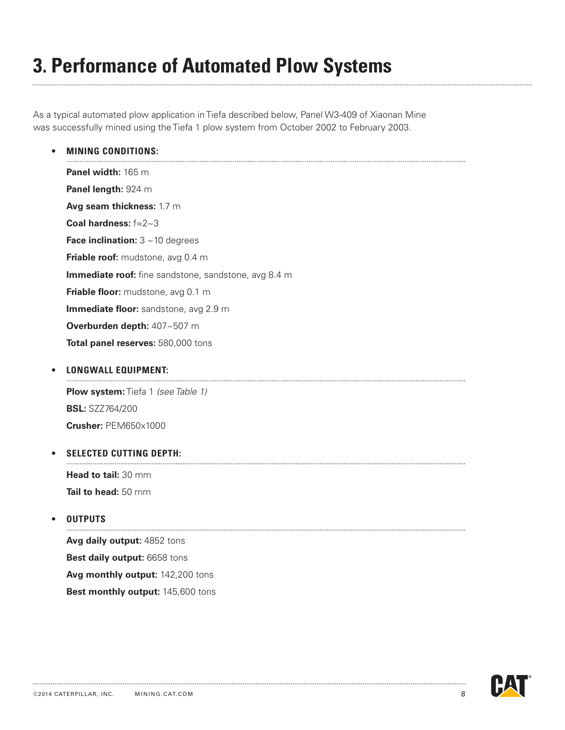# 3. Performance of Automated Plow Systems

As a typical automated plow application in Tiefa described below, Panel W3-409 of Xiaonan Mine was successfully mined using the Tiefa 1 plow system from October 2002 to February 2003.

- **MINING CONDITIONS:**

  **Panel width:** 165 m

  **Panel length:** 924 m

  **Avg seam thickness:** 1.7 m

  **Coal hardness:** f=2~3

  **Face inclination:** 3 ~10 degrees

  **Friable roof:** mudstone, avg 0.4 m

  **Immediate roof:** fine sandstone, sandstone, avg 8.4 m

  **Friable floor:** mudstone, avg 0.1 m

  **Immediate floor:** sandstone, avg 2.9 m

  **Overburden depth:** 407~507 m

  **Total panel reserves:** 580,000 tons

- **LONGWALL EQUIPMENT:**

  **Plow system:** Tiefa 1 *(see Table 1)*

  **BSL:** SZZ764/200

  **Crusher:** PEM650x1000

- **SELECTED CUTTING DEPTH:**

  **Head to tail:** 30 mm

  **Tail to head:** 50 mm

- **OUTPUTS**

  **Avg daily output:** 4852 tons

  **Best daily output:** 6658 tons

  **Avg monthly output:** 142,200 tons

  **Best monthly output:** 145,600 tons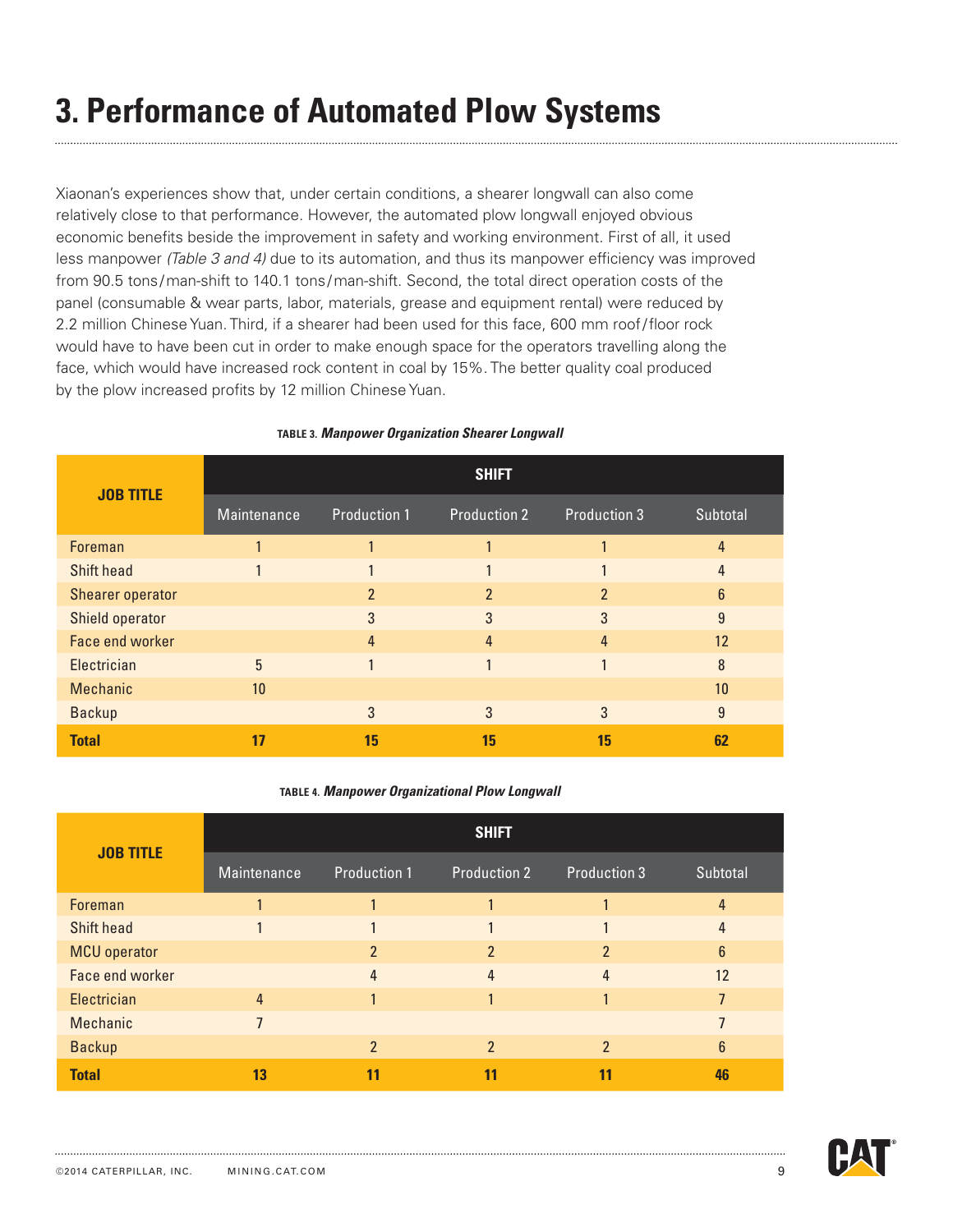# 3. Performance of Automated Plow Systems

Xiaonan's experiences show that, under certain conditions, a shearer longwall can also come relatively close to that performance. However, the automated plow longwall enjoyed obvious economic benefits beside the improvement in safety and working environment. First of all, it used less manpower *(Table 3 and 4)* due to its automation, and thus its manpower efficiency was improved from 90.5 tons/man-shift to 140.1 tons/man-shift. Second, the total direct operation costs of the panel (consumable & wear parts, labor, materials, grease and equipment rental) were reduced by 2.2 million Chinese Yuan. Third, if a shearer had been used for this face, 600 mm roof/floor rock would have to have been cut in order to make enough space for the operators travelling along the face, which would have increased rock content in coal by 15%. The better quality coal produced by the plow increased profits by 12 million Chinese Yuan.

**TABLE 3.** ***Manpower Organization Shearer Longwall***

| JOB TITLE | SHIFT | | | | |
|---|---|---|---|---|---|
| | Maintenance | Production 1 | Production 2 | Production 3 | Subtotal |
| Foreman | 1 | 1 | 1 | 1 | 4 |
| Shift head | 1 | 1 | 1 | 1 | 4 |
| Shearer operator | | 2 | 2 | 2 | 6 |
| Shield operator | | 3 | 3 | 3 | 9 |
| Face end worker | | 4 | 4 | 4 | 12 |
| Electrician | 5 | 1 | 1 | 1 | 8 |
| Mechanic | 10 | | | | 10 |
| Backup | | 3 | 3 | 3 | 9 |
| **Total** | **17** | **15** | **15** | **15** | **62** |

**TABLE 4.** ***Manpower Organizational Plow Longwall***

| JOB TITLE | SHIFT | | | | |
|---|---|---|---|---|---|
| | Maintenance | Production 1 | Production 2 | Production 3 | Subtotal |
| Foreman | 1 | 1 | 1 | 1 | 4 |
| Shift head | 1 | 1 | 1 | 1 | 4 |
| MCU operator | | 2 | 2 | 2 | 6 |
| Face end worker | | 4 | 4 | 4 | 12 |
| Electrician | 4 | 1 | 1 | 1 | 7 |
| Mechanic | 7 | | | | 7 |
| Backup | | 2 | 2 | 2 | 6 |
| **Total** | **13** | **11** | **11** | **11** | **46** |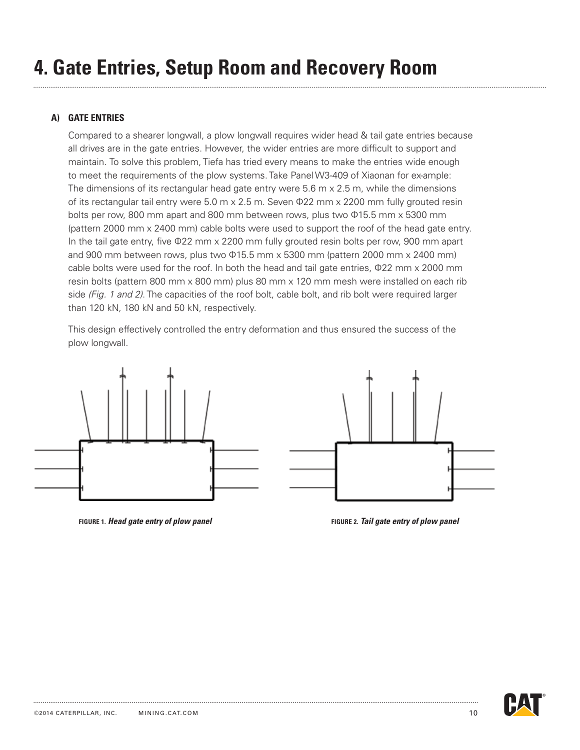# 4. Gate Entries, Setup Room and Recovery Room

### A) GATE ENTRIES

Compared to a shearer longwall, a plow longwall requires wider head & tail gate entries because all drives are in the gate entries. However, the wider entries are more difficult to support and maintain. To solve this problem, Tiefa has tried every means to make the entries wide enough to meet the requirements of the plow systems. Take Panel W3-409 of Xiaonan for ex-ample: The dimensions of its rectangular head gate entry were 5.6 m x 2.5 m, while the dimensions of its rectangular tail entry were 5.0 m x 2.5 m. Seven Φ22 mm x 2200 mm fully grouted resin bolts per row, 800 mm apart and 800 mm between rows, plus two Φ15.5 mm x 5300 mm (pattern 2000 mm x 2400 mm) cable bolts were used to support the roof of the head gate entry. In the tail gate entry, five Φ22 mm x 2200 mm fully grouted resin bolts per row, 900 mm apart and 900 mm between rows, plus two Φ15.5 mm x 5300 mm (pattern 2000 mm x 2400 mm) cable bolts were used for the roof. In both the head and tail gate entries, Φ22 mm x 2000 mm resin bolts (pattern 800 mm x 800 mm) plus 80 mm x 120 mm mesh were installed on each rib side *(Fig. 1 and 2)*. The capacities of the roof bolt, cable bolt, and rib bolt were required larger than 120 kN, 180 kN and 50 kN, respectively.

This design effectively controlled the entry deformation and thus ensured the success of the plow longwall.

**FIGURE 1.** ***Head gate entry of plow panel***

**FIGURE 2.** ***Tail gate entry of plow panel***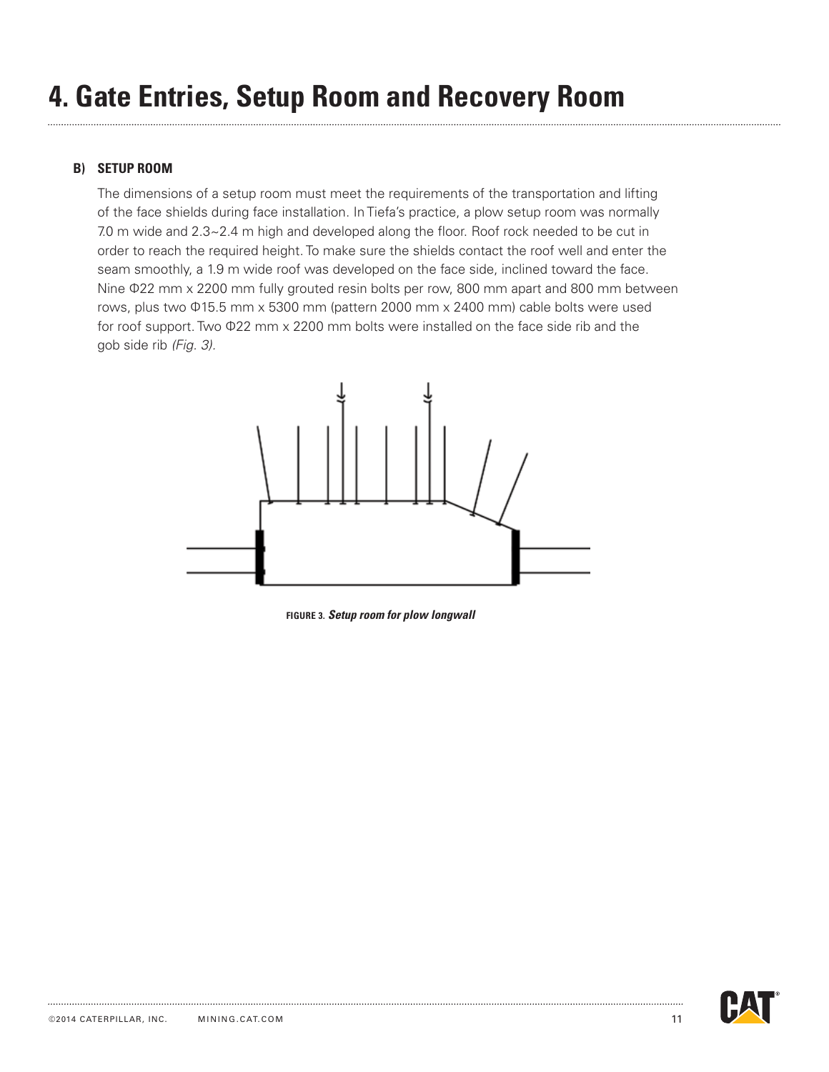# 4. Gate Entries, Setup Room and Recovery Room

### B) SETUP ROOM

The dimensions of a setup room must meet the requirements of the transportation and lifting of the face shields during face installation. In Tiefa's practice, a plow setup room was normally 7.0 m wide and 2.3~2.4 m high and developed along the floor. Roof rock needed to be cut in order to reach the required height. To make sure the shields contact the roof well and enter the seam smoothly, a 1.9 m wide roof was developed on the face side, inclined toward the face. Nine Φ22 mm x 2200 mm fully grouted resin bolts per row, 800 mm apart and 800 mm between rows, plus two Φ15.5 mm x 5300 mm (pattern 2000 mm x 2400 mm) cable bolts were used for roof support. Two Φ22 mm x 2200 mm bolts were installed on the face side rib and the gob side rib *(Fig. 3)*.

**FIGURE 3.** ***Setup room for plow longwall***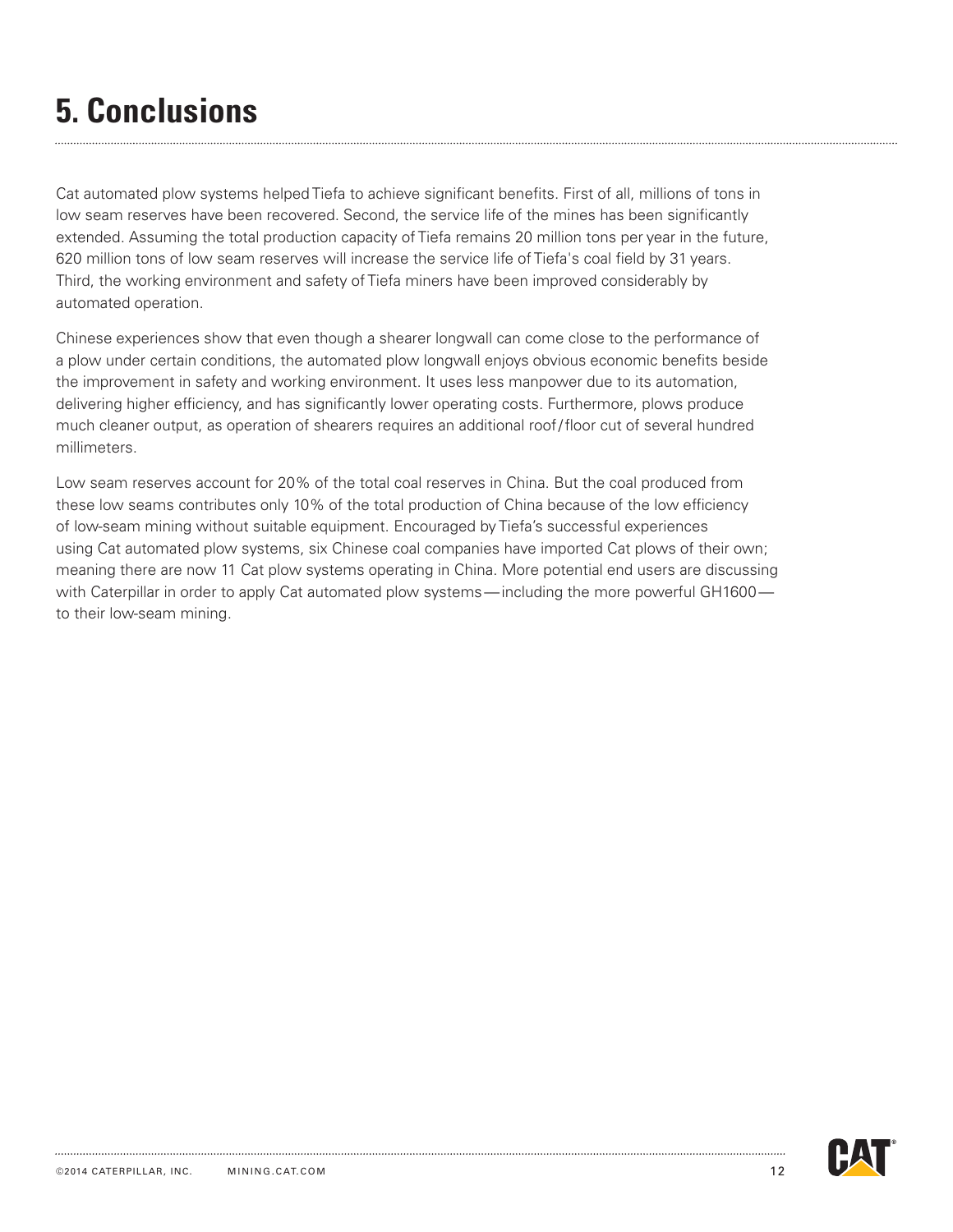# 5. Conclusions

Cat automated plow systems helped Tiefa to achieve significant benefits. First of all, millions of tons in low seam reserves have been recovered. Second, the service life of the mines has been significantly extended. Assuming the total production capacity of Tiefa remains 20 million tons per year in the future, 620 million tons of low seam reserves will increase the service life of Tiefa's coal field by 31 years. Third, the working environment and safety of Tiefa miners have been improved considerably by automated operation.

Chinese experiences show that even though a shearer longwall can come close to the performance of a plow under certain conditions, the automated plow longwall enjoys obvious economic benefits beside the improvement in safety and working environment. It uses less manpower due to its automation, delivering higher efficiency, and has significantly lower operating costs. Furthermore, plows produce much cleaner output, as operation of shearers requires an additional roof/floor cut of several hundred millimeters.

Low seam reserves account for 20% of the total coal reserves in China. But the coal produced from these low seams contributes only 10% of the total production of China because of the low efficiency of low-seam mining without suitable equipment. Encouraged by Tiefa's successful experiences using Cat automated plow systems, six Chinese coal companies have imported Cat plows of their own; meaning there are now 11 Cat plow systems operating in China. More potential end users are discussing with Caterpillar in order to apply Cat automated plow systems — including the more powerful GH1600 — to their low-seam mining.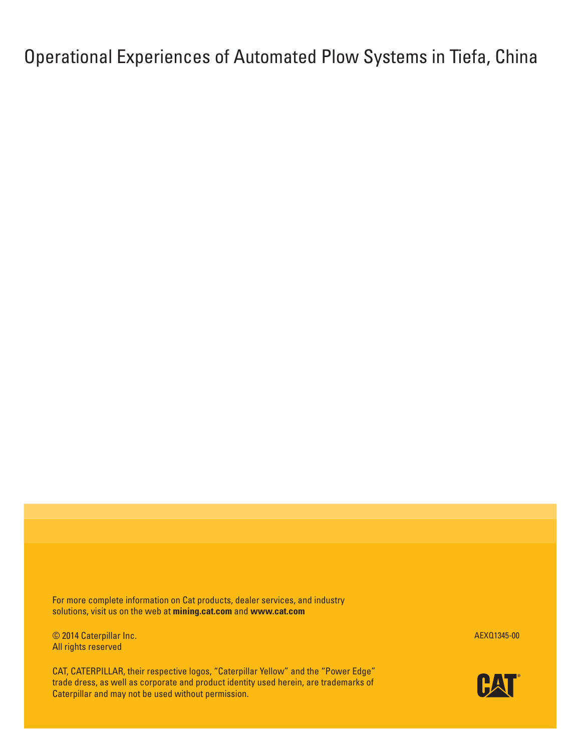Operational Experiences of Automated Plow Systems in Tiefa, China

For more complete information on Cat products, dealer services, and industry solutions, visit us on the web at **mining.cat.com** and **www.cat.com**

© 2014 Caterpillar Inc.
All rights reserved

AEXQ1345-00

CAT, CATERPILLAR, their respective logos, "Caterpillar Yellow" and the "Power Edge" trade dress, as well as corporate and product identity used herein, are trademarks of Caterpillar and may not be used without permission.